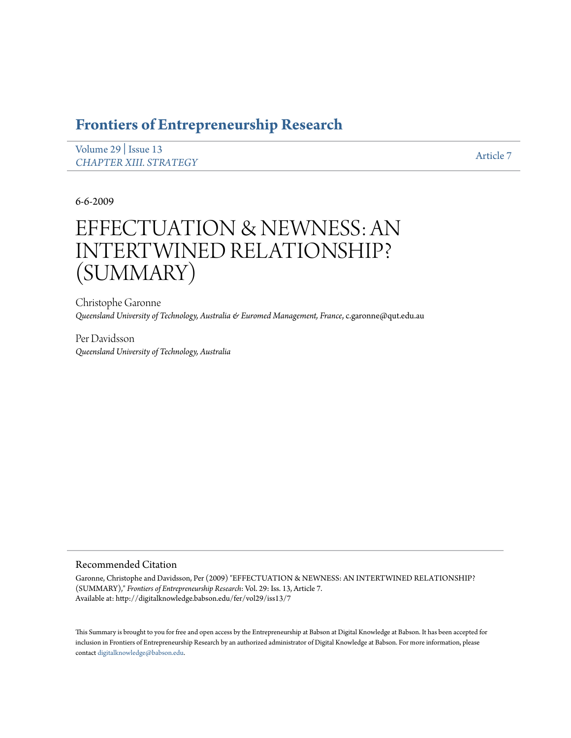# Frontiers of Entrepreneurship Research

Volume 29 | Issue 13
*CHAPTER XIII. STRATEGY*

Article 7

6-6-2009

# EFFECTUATION & NEWNESS: AN INTERTWINED RELATIONSHIP? (SUMMARY)

Christophe Garonne
*Queensland University of Technology, Australia & Euromed Management, France*, c.garonne@qut.edu.au

Per Davidsson
*Queensland University of Technology, Australia*

## Recommended Citation

Garonne, Christophe and Davidsson, Per (2009) "EFFECTUATION & NEWNESS: AN INTERTWINED RELATIONSHIP? (SUMMARY)," *Frontiers of Entrepreneurship Research*: Vol. 29: Iss. 13, Article 7.
Available at: http://digitalknowledge.babson.edu/fer/vol29/iss13/7

This Summary is brought to you for free and open access by the Entrepreneurship at Babson at Digital Knowledge at Babson. It has been accepted for inclusion in Frontiers of Entrepreneurship Research by an authorized administrator of Digital Knowledge at Babson. For more information, please contact digitalknowledge@babson.edu.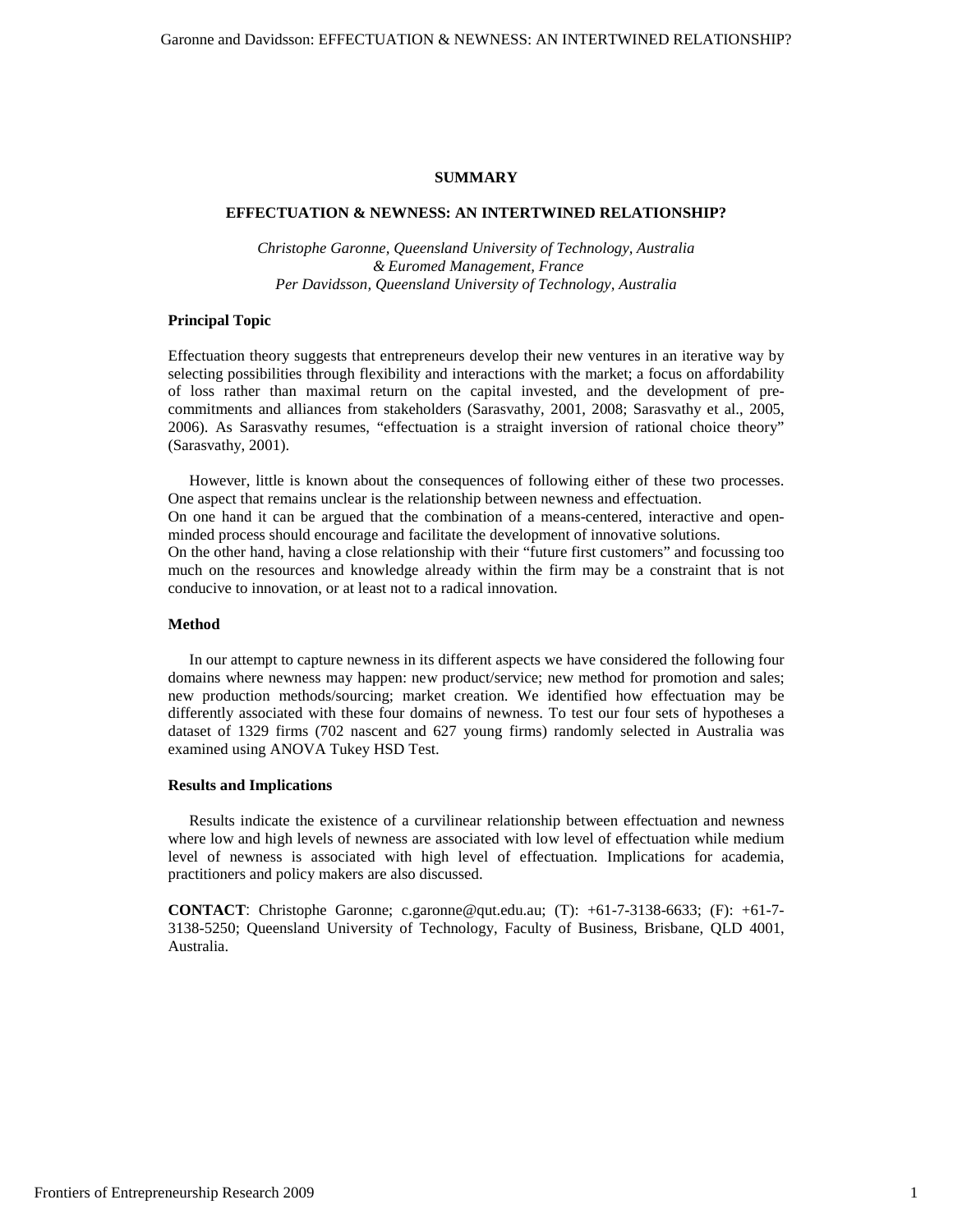## SUMMARY

## EFFECTUATION & NEWNESS: AN INTERTWINED RELATIONSHIP?

*Christophe Garonne, Queensland University of Technology, Australia*
*& Euromed Management, France*
*Per Davidsson, Queensland University of Technology, Australia*

### Principal Topic

Effectuation theory suggests that entrepreneurs develop their new ventures in an iterative way by selecting possibilities through flexibility and interactions with the market; a focus on affordability of loss rather than maximal return on the capital invested, and the development of pre-commitments and alliances from stakeholders (Sarasvathy, 2001, 2008; Sarasvathy et al., 2005, 2006). As Sarasvathy resumes, "effectuation is a straight inversion of rational choice theory" (Sarasvathy, 2001).

However, little is known about the consequences of following either of these two processes. One aspect that remains unclear is the relationship between newness and effectuation.
On one hand it can be argued that the combination of a means-centered, interactive and open-minded process should encourage and facilitate the development of innovative solutions.
On the other hand, having a close relationship with their "future first customers" and focussing too much on the resources and knowledge already within the firm may be a constraint that is not conducive to innovation, or at least not to a radical innovation.

### Method

In our attempt to capture newness in its different aspects we have considered the following four domains where newness may happen: new product/service; new method for promotion and sales; new production methods/sourcing; market creation. We identified how effectuation may be differently associated with these four domains of newness. To test our four sets of hypotheses a dataset of 1329 firms (702 nascent and 627 young firms) randomly selected in Australia was examined using ANOVA Tukey HSD Test.

### Results and Implications

Results indicate the existence of a curvilinear relationship between effectuation and newness where low and high levels of newness are associated with low level of effectuation while medium level of newness is associated with high level of effectuation. Implications for academia, practitioners and policy makers are also discussed.

**CONTACT**: Christophe Garonne; c.garonne@qut.edu.au; (T): +61-7-3138-6633; (F): +61-7-3138-5250; Queensland University of Technology, Faculty of Business, Brisbane, QLD 4001, Australia.